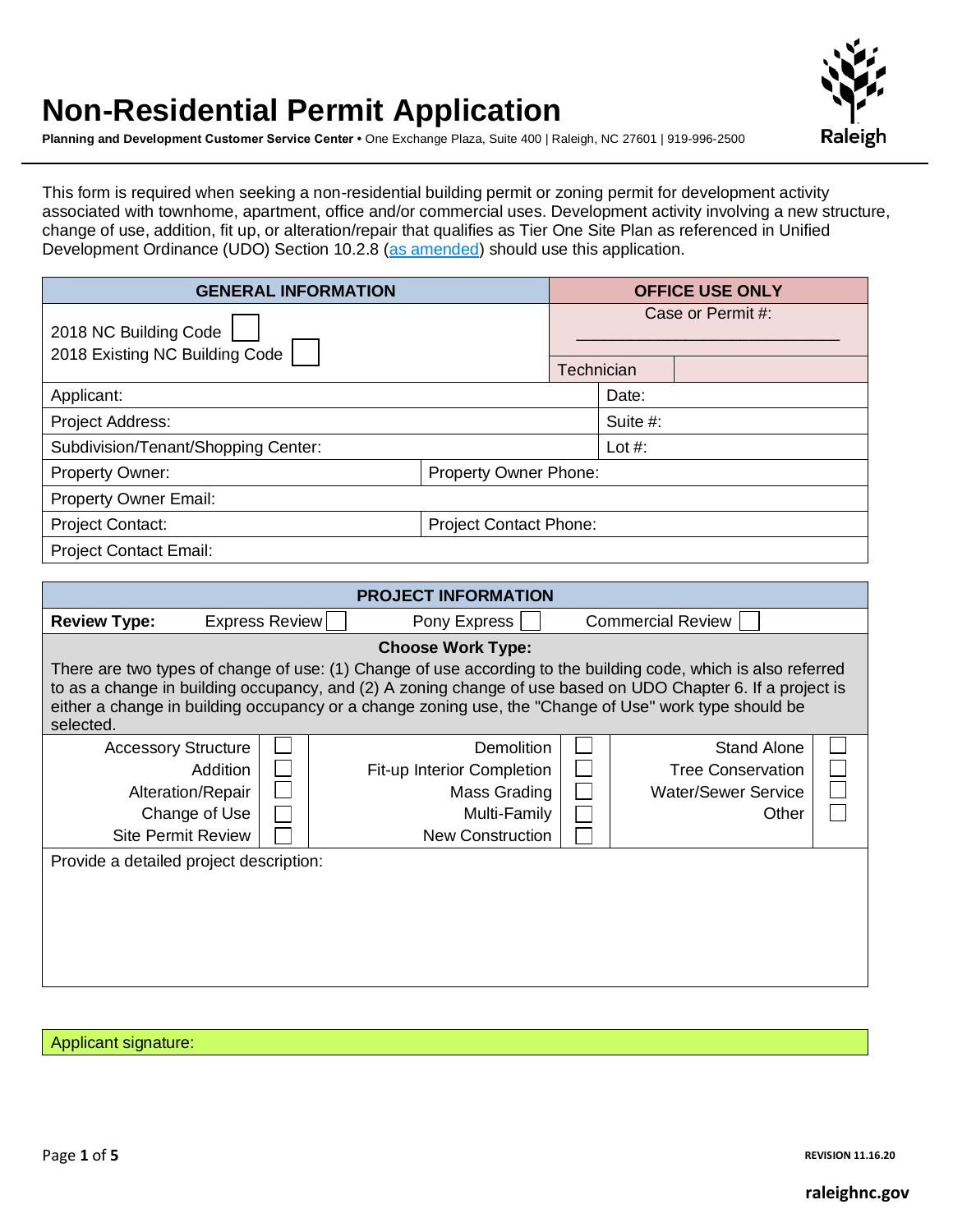# Non-Residential Permit Application

**Planning and Development Customer Service Center** • One Exchange Plaza, Suite 400 | Raleigh, NC 27601 | 919-996-2500

This form is required when seeking a non-residential building permit or zoning permit for development activity associated with townhome, apartment, office and/or commercial uses. Development activity involving a new structure, change of use, addition, fit up, or alteration/repair that qualifies as Tier One Site Plan as referenced in Unified Development Ordinance (UDO) Section 10.2.8 (as amended) should use this application.

| GENERAL INFORMATION | | OFFICE USE ONLY | |
|---|---|---|---|
| 2018 NC Building Code ☐<br>2018 Existing NC Building Code ☐ | | Case or Permit #: ___________________________ | |
| | | Technician | |
| Applicant: | | Date: | |
| Project Address: | | Suite #: | |
| Subdivision/Tenant/Shopping Center: | | Lot #: | |
| Property Owner: | Property Owner Phone: | | |
| Property Owner Email: | | | |
| Project Contact: | Project Contact Phone: | | |
| Project Contact Email: | | | |

## PROJECT INFORMATION

**Review Type:** Express Review ☐ Pony Express ☐ Commercial Review ☐

**Choose Work Type:**

There are two types of change of use: (1) Change of use according to the building code, which is also referred to as a change in building occupancy, and (2) A zoning change of use based on UDO Chapter 6. If a project is either a change in building occupancy or a change zoning use, the "Change of Use" work type should be selected.

| | | | | | |
|---|---|---|---|---|---|
| Accessory Structure | ☐ | Demolition | ☐ | Stand Alone | ☐ |
| Addition | ☐ | Fit-up Interior Completion | ☐ | Tree Conservation | ☐ |
| Alteration/Repair | ☐ | Mass Grading | ☐ | Water/Sewer Service | ☐ |
| Change of Use | ☐ | Multi-Family | ☐ | Other | ☐ |
| Site Permit Review | ☐ | New Construction | ☐ | | |

Provide a detailed project description:

Applicant signature:

REVISION 11.16.20

raleighnc.gov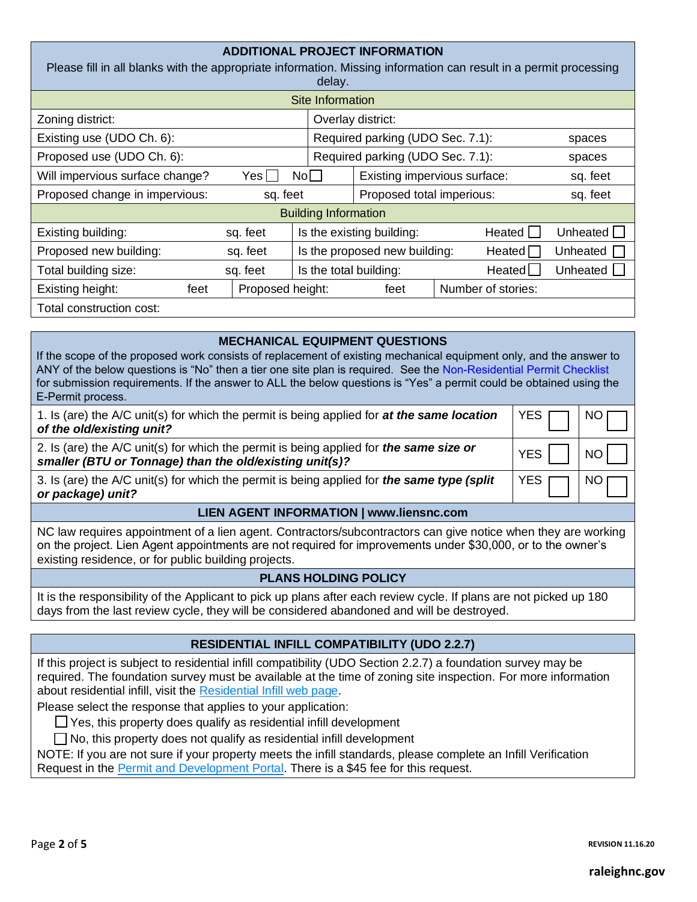## ADDITIONAL PROJECT INFORMATION

Please fill in all blanks with the appropriate information. Missing information can result in a permit processing delay.

### Site Information

| | |
|---|---|
| Zoning district: | Overlay district: |
| Existing use (UDO Ch. 6): | Required parking (UDO Sec. 7.1): spaces |
| Proposed use (UDO Ch. 6): | Required parking (UDO Sec. 7.1): spaces |
| Will impervious surface change? Yes ☐ No ☐ | Existing impervious surface: sq. feet |
| Proposed change in impervious: sq. feet | Proposed total imperious: sq. feet |

### Building Information

| | | |
|---|---|---|
| Existing building: sq. feet | Is the existing building: | Heated ☐ Unheated ☐ |
| Proposed new building: sq. feet | Is the proposed new building: | Heated ☐ Unheated ☐ |
| Total building size: sq. feet | Is the total building: | Heated ☐ Unheated ☐ |
| Existing height: feet | Proposed height: feet | Number of stories: |
| Total construction cost: | | |

## MECHANICAL EQUIPMENT QUESTIONS

If the scope of the proposed work consists of replacement of existing mechanical equipment only, and the answer to ANY of the below questions is "No" then a tier one site plan is required. See the Non-Residential Permit Checklist for submission requirements. If the answer to ALL the below questions is "Yes" a permit could be obtained using the E-Permit process.

| Question | YES | NO |
|---|---|---|
| 1. Is (are) the A/C unit(s) for which the permit is being applied for ***at the same location of the old/existing unit?*** | ☐ | ☐ |
| 2. Is (are) the A/C unit(s) for which the permit is being applied for ***the same size or smaller (BTU or Tonnage) than the old/existing unit(s)?*** | ☐ | ☐ |
| 3. Is (are) the A/C unit(s) for which the permit is being applied for ***the same type (split or package) unit?*** | ☐ | ☐ |

## LIEN AGENT INFORMATION | www.liensnc.com

NC law requires appointment of a lien agent. Contractors/subcontractors can give notice when they are working on the project. Lien Agent appointments are not required for improvements under $30,000, or to the owner's existing residence, or for public building projects.

## PLANS HOLDING POLICY

It is the responsibility of the Applicant to pick up plans after each review cycle. If plans are not picked up 180 days from the last review cycle, they will be considered abandoned and will be destroyed.

## RESIDENTIAL INFILL COMPATIBILITY (UDO 2.2.7)

If this project is subject to residential infill compatibility (UDO Section 2.2.7) a foundation survey may be required. The foundation survey must be available at the time of zoning site inspection. For more information about residential infill, visit the Residential Infill web page.

Please select the response that applies to your application:

☐ Yes, this property does qualify as residential infill development

☐ No, this property does not qualify as residential infill development

NOTE: If you are not sure if your property meets the infill standards, please complete an Infill Verification Request in the Permit and Development Portal. There is a $45 fee for this request.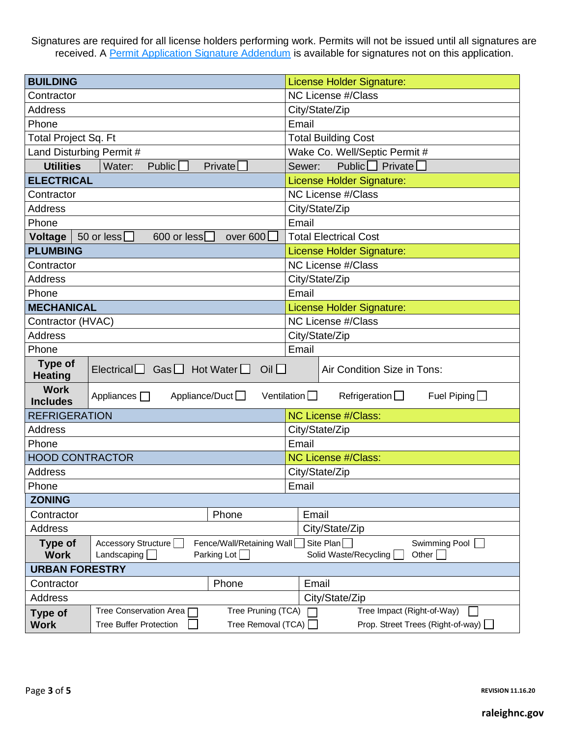Signatures are required for all license holders performing work. Permits will not be issued until all signatures are received. A Permit Application Signature Addendum is available for signatures not on this application.

| **BUILDING** | License Holder Signature: |
|---|---|
| Contractor | NC License #/Class |
| Address | City/State/Zip |
| Phone | Email |
| Total Project Sq. Ft | Total Building Cost |
| Land Disturbing Permit # | Wake Co. Well/Septic Permit # |
| **Utilities** Water: Public ☐ Private ☐ | Sewer: Public ☐ Private ☐ |
| **ELECTRICAL** | License Holder Signature: |
| Contractor | NC License #/Class |
| Address | City/State/Zip |
| Phone | Email |
| **Voltage** 50 or less ☐ 600 or less ☐ over 600 ☐ | Total Electrical Cost |
| **PLUMBING** | License Holder Signature: |
| Contractor | NC License #/Class |
| Address | City/State/Zip |
| Phone | Email |
| **MECHANICAL** | License Holder Signature: |
| Contractor (HVAC) | NC License #/Class |
| Address | City/State/Zip |
| Phone | Email |
| **Type of Heating** Electrical ☐ Gas ☐ Hot Water ☐ Oil ☐ | Air Condition Size in Tons: |
| **Work Includes** Appliances ☐ Appliance/Duct ☐ Ventilation ☐ Refrigeration ☐ Fuel Piping ☐ | |
| REFRIGERATION | NC License #/Class: |
| Address | City/State/Zip |
| Phone | Email |
| HOOD CONTRACTOR | NC License #/Class: |
| Address | City/State/Zip |
| Phone | Email |

| **ZONING** | | |
|---|---|---|
| Contractor | Phone | Email |
| Address | | City/State/Zip |
| **Type of Work** | Accessory Structure ☐ Fence/Wall/Retaining Wall ☐ Site Plan ☐ Swimming Pool ☐ Landscaping ☐ Parking Lot ☐ Solid Waste/Recycling ☐ Other ☐ | |
| **URBAN FORESTRY** | | |
| Contractor | Phone | Email |
| Address | | City/State/Zip |
| **Type of Work** | Tree Conservation Area ☐ Tree Pruning (TCA) ☐ Tree Impact (Right-of-Way) ☐ Tree Buffer Protection ☐ Tree Removal (TCA) ☐ Prop. Street Trees (Right-of-way) ☐ | |

REVISION 11.16.20

raleighnc.gov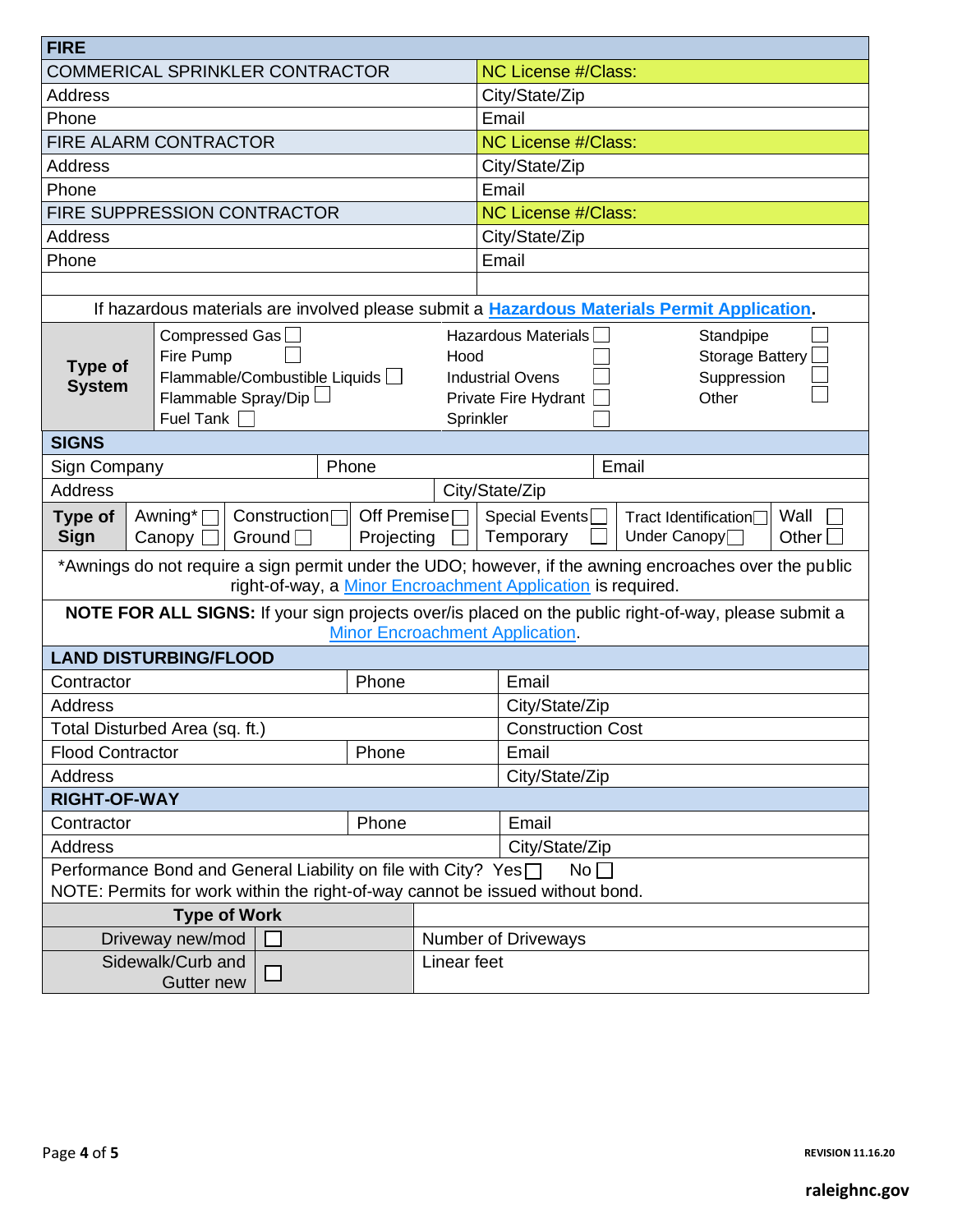## FIRE

| COMMERICAL SPRINKLER CONTRACTOR | NC License #/Class: |
|---|---|
| Address | City/State/Zip |
| Phone | Email |
| **FIRE ALARM CONTRACTOR** | **NC License #/Class:** |
| Address | City/State/Zip |
| Phone | Email |
| **FIRE SUPPRESSION CONTRACTOR** | **NC License #/Class:** |
| Address | City/State/Zip |
| Phone | Email |

If hazardous materials are involved please submit a [Hazardous Materials Permit Application](#).

| Type of System | | | |
|---|---|---|---|
| | Compressed Gas ☐ | Hazardous Materials ☐ | Standpipe ☐ |
| | Fire Pump ☐ | Hood ☐ | Storage Battery ☐ |
| | Flammable/Combustible Liquids ☐ | Industrial Ovens ☐ | Suppression ☐ |
| | Flammable Spray/Dip ☐ | Private Fire Hydrant ☐ | Other ☐ |
| | Fuel Tank ☐ | Sprinkler ☐ | |

## SIGNS

| Sign Company | Phone | Email |
|---|---|---|
| Address | City/State/Zip | |

| Type of Sign | | | | | | |
|---|---|---|---|---|---|---|
| | Awning* ☐ | Construction ☐ | Off Premise ☐ | Special Events ☐ | Tract Identification ☐ | Wall ☐ |
| | Canopy ☐ | Ground ☐ | Projecting ☐ | Temporary ☐ | Under Canopy ☐ | Other ☐ |

*Awnings do not require a sign permit under the UDO; however, if the awning encroaches over the public right-of-way, a [Minor Encroachment Application](#) is required.

**NOTE FOR ALL SIGNS:** If your sign projects over/is placed on the public right-of-way, please submit a [Minor Encroachment Application](#).

## LAND DISTURBING/FLOOD

| Contractor | Phone | Email |
|---|---|---|
| Address | | City/State/Zip |
| Total Disturbed Area (sq. ft.) | | Construction Cost |
| Flood Contractor | Phone | Email |
| Address | | City/State/Zip |

## RIGHT-OF-WAY

| Contractor | Phone | Email |
|---|---|---|
| Address | | City/State/Zip |

Performance Bond and General Liability on file with City? Yes ☐ No ☐
NOTE: Permits for work within the right-of-way cannot be issued without bond.

| Type of Work | | |
|---|---|---|
| Driveway new/mod | ☐ | Number of Driveways |
| Sidewalk/Curb and Gutter new | ☐ | Linear feet |

REVISION 11.16.20

raleighnc.gov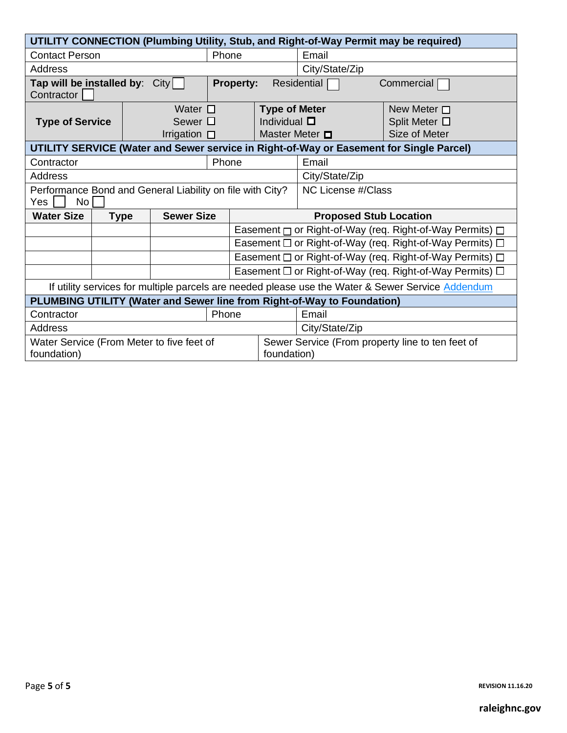## UTILITY CONNECTION (Plumbing Utility, Stub, and Right-of-Way Permit may be required)

| | | |
|---|---|---|
| Contact Person | Phone | Email |
| Address | | City/State/Zip |
| **Tap will be installed by**: City ☐ Contractor ☐ | **Property:** Residential ☐ Commercial ☐ | |

| | | | |
|---|---|---|---|
| **Type of Service** | Water ☐ Sewer ☐ Irrigation ☐ | **Type of Meter** Individual ☐ Master Meter ☐ | New Meter ☐ Split Meter ☐ Size of Meter |

## UTILITY SERVICE (Water and Sewer service in Right-of-Way or Easement for Single Parcel)

| | | |
|---|---|---|
| Contractor | Phone | Email |
| Address | | City/State/Zip |
| Performance Bond and General Liability on file with City? Yes ☐ No ☐ | | NC License #/Class |

| Water Size | Type | Sewer Size | Proposed Stub Location |
|---|---|---|---|
| | | | Easement ☐ or Right-of-Way (req. Right-of-Way Permits) ☐ |
| | | | Easement ☐ or Right-of-Way (req. Right-of-Way Permits) ☐ |
| | | | Easement ☐ or Right-of-Way (req. Right-of-Way Permits) ☐ |
| | | | Easement ☐ or Right-of-Way (req. Right-of-Way Permits) ☐ |

If utility services for multiple parcels are needed please use the Water & Sewer Service Addendum

## PLUMBING UTILITY (Water and Sewer line from Right-of-Way to Foundation)

| | | |
|---|---|---|
| Contractor | Phone | Email |
| Address | | City/State/Zip |
| Water Service (From Meter to five feet of foundation) | | Sewer Service (From property line to ten feet of foundation) |

REVISION 11.16.20

raleighnc.gov